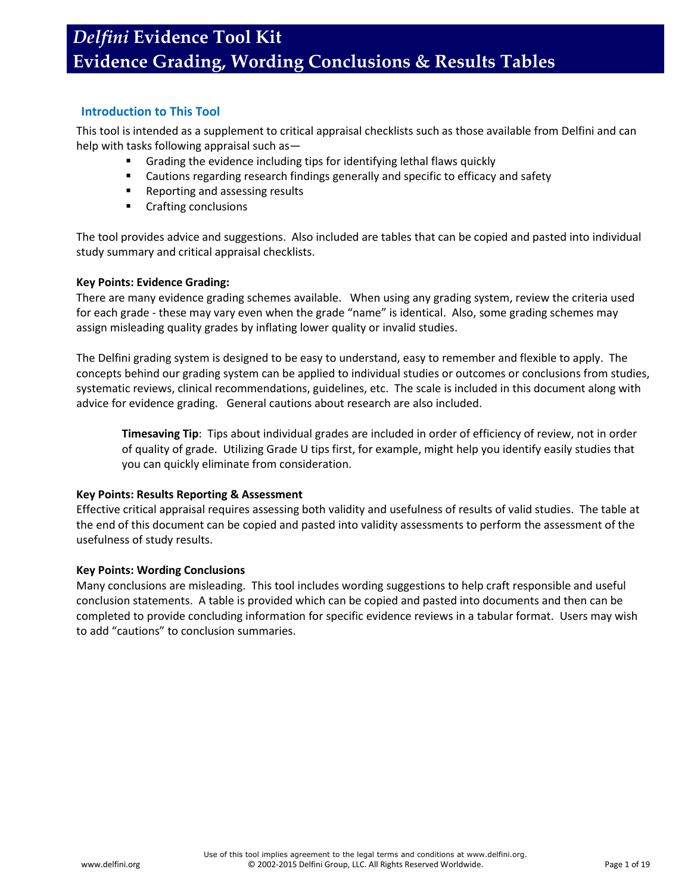# *Delfini* Evidence Tool Kit
# Evidence Grading, Wording Conclusions & Results Tables

## Introduction to This Tool

This tool is intended as a supplement to critical appraisal checklists such as those available from Delfini and can help with tasks following appraisal such as—

- Grading the evidence including tips for identifying lethal flaws quickly
- Cautions regarding research findings generally and specific to efficacy and safety
- Reporting and assessing results
- Crafting conclusions

The tool provides advice and suggestions. Also included are tables that can be copied and pasted into individual study summary and critical appraisal checklists.

**Key Points: Evidence Grading:**

There are many evidence grading schemes available. When using any grading system, review the criteria used for each grade - these may vary even when the grade "name" is identical. Also, some grading schemes may assign misleading quality grades by inflating lower quality or invalid studies.

The Delfini grading system is designed to be easy to understand, easy to remember and flexible to apply. The concepts behind our grading system can be applied to individual studies or outcomes or conclusions from studies, systematic reviews, clinical recommendations, guidelines, etc. The scale is included in this document along with advice for evidence grading. General cautions about research are also included.

> **Timesaving Tip**: Tips about individual grades are included in order of efficiency of review, not in order of quality of grade. Utilizing Grade U tips first, for example, might help you identify easily studies that you can quickly eliminate from consideration.

**Key Points: Results Reporting & Assessment**

Effective critical appraisal requires assessing both validity and usefulness of results of valid studies. The table at the end of this document can be copied and pasted into validity assessments to perform the assessment of the usefulness of study results.

**Key Points: Wording Conclusions**

Many conclusions are misleading. This tool includes wording suggestions to help craft responsible and useful conclusion statements. A table is provided which can be copied and pasted into documents and then can be completed to provide concluding information for specific evidence reviews in a tabular format. Users may wish to add "cautions" to conclusion summaries.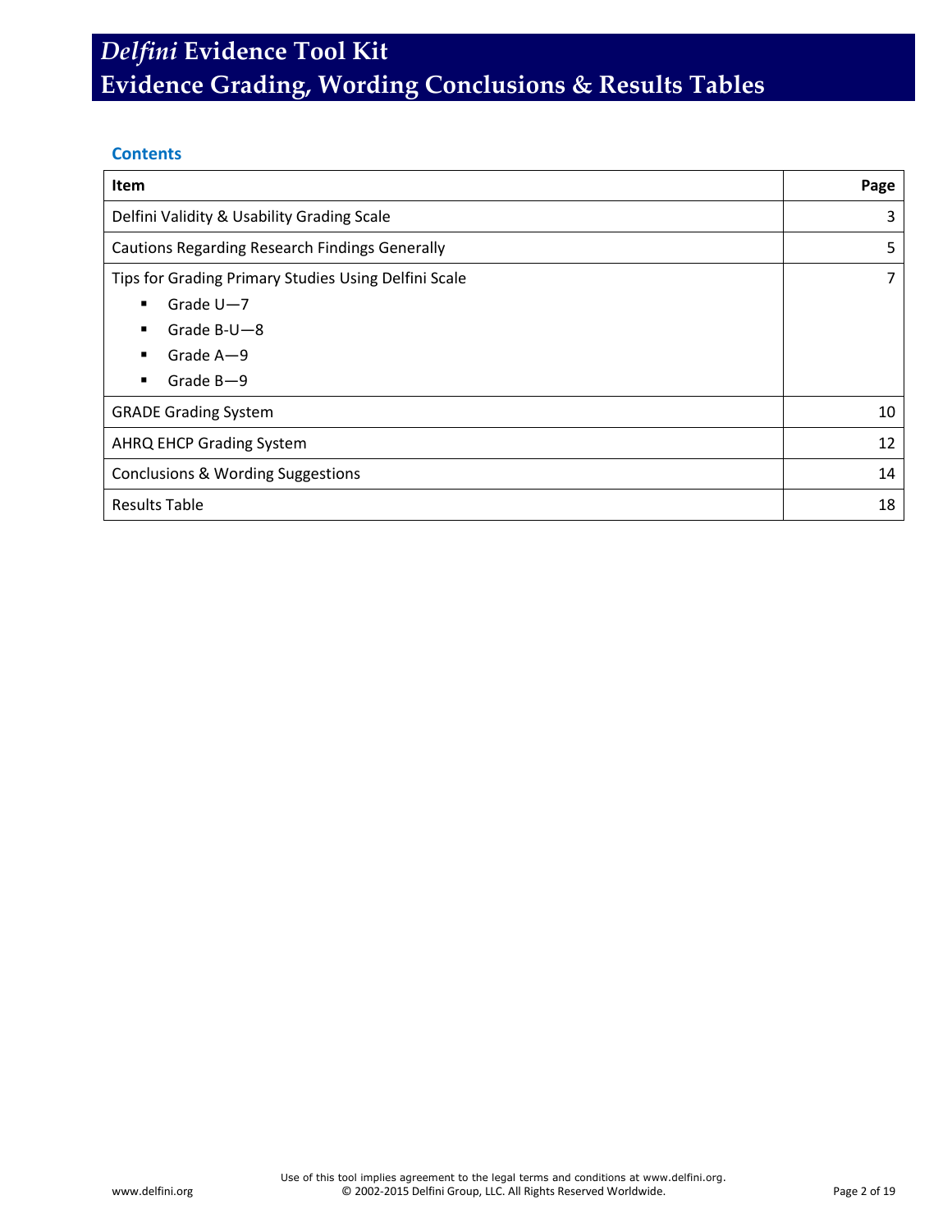# *Delfini* Evidence Tool Kit
# Evidence Grading, Wording Conclusions & Results Tables

## Contents

| Item | Page |
|---|---|
| Delfini Validity & Usability Grading Scale | 3 |
| Cautions Regarding Research Findings Generally | 5 |
| Tips for Grading Primary Studies Using Delfini Scale<br>▪ Grade U—7<br>▪ Grade B-U—8<br>▪ Grade A—9<br>▪ Grade B—9 | 7 |
| GRADE Grading System | 10 |
| AHRQ EHCP Grading System | 12 |
| Conclusions & Wording Suggestions | 14 |
| Results Table | 18 |

Use of this tool implies agreement to the legal terms and conditions at www.delfini.org.
© 2002-2015 Delfini Group, LLC. All Rights Reserved Worldwide.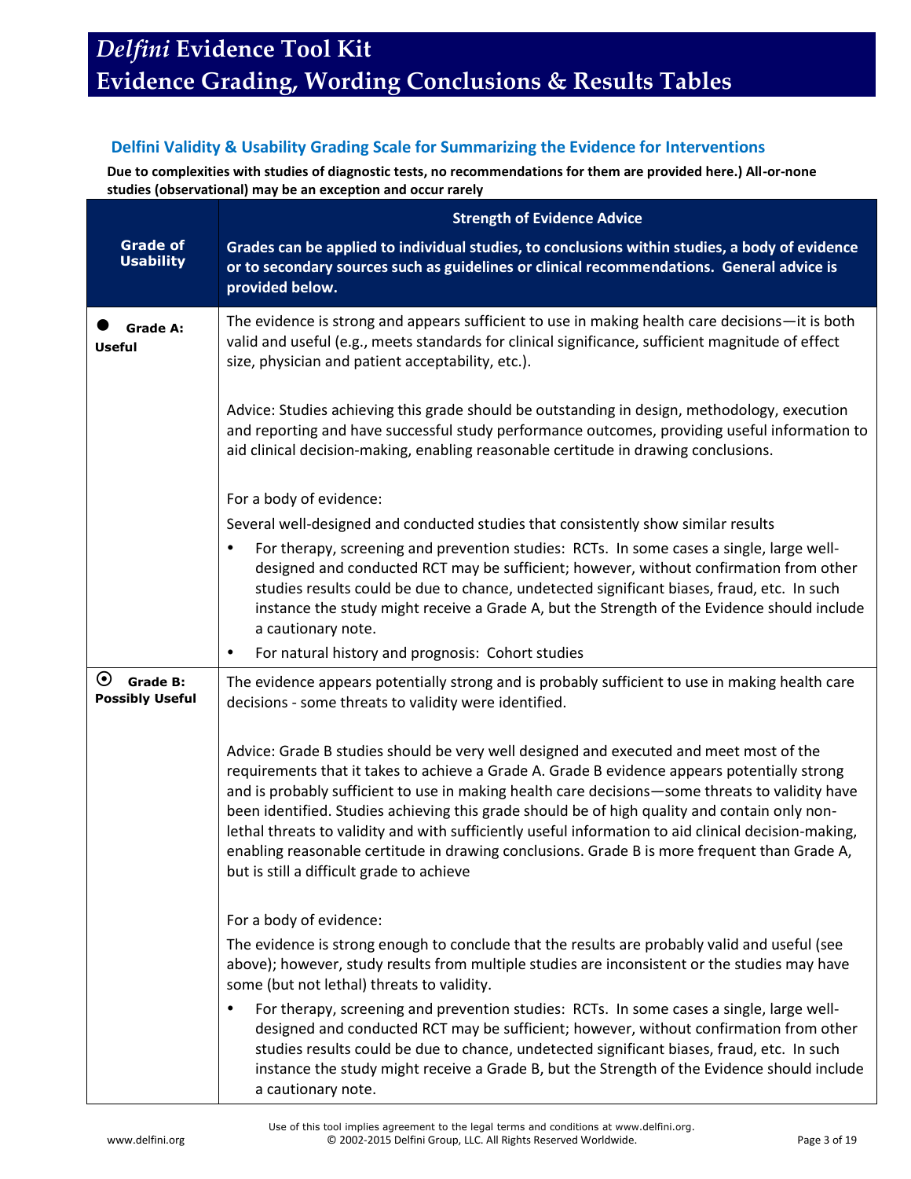# *Delfini* Evidence Tool Kit
# Evidence Grading, Wording Conclusions & Results Tables

## Delfini Validity & Usability Grading Scale for Summarizing the Evidence for Interventions

**Due to complexities with studies of diagnostic tests, no recommendations for them are provided here.) All-or-none studies (observational) may be an exception and occur rarely**

| Grade of Usability | Strength of Evidence Advice<br><br>Grades can be applied to individual studies, to conclusions within studies, a body of evidence or to secondary sources such as guidelines or clinical recommendations. General advice is provided below. |
|---|---|
| ● **Grade A: Useful** | The evidence is strong and appears sufficient to use in making health care decisions—it is both valid and useful (e.g., meets standards for clinical significance, sufficient magnitude of effect size, physician and patient acceptability, etc.).<br><br>Advice: Studies achieving this grade should be outstanding in design, methodology, execution and reporting and have successful study performance outcomes, providing useful information to aid clinical decision-making, enabling reasonable certitude in drawing conclusions.<br><br>For a body of evidence:<br>Several well-designed and conducted studies that consistently show similar results<br>• For therapy, screening and prevention studies: RCTs. In some cases a single, large well-designed and conducted RCT may be sufficient; however, without confirmation from other studies results could be due to chance, undetected significant biases, fraud, etc. In such instance the study might receive a Grade A, but the Strength of the Evidence should include a cautionary note.<br>• For natural history and prognosis: Cohort studies |
| ⊙ **Grade B: Possibly Useful** | The evidence appears potentially strong and is probably sufficient to use in making health care decisions - some threats to validity were identified.<br><br>Advice: Grade B studies should be very well designed and executed and meet most of the requirements that it takes to achieve a Grade A. Grade B evidence appears potentially strong and is probably sufficient to use in making health care decisions—some threats to validity have been identified. Studies achieving this grade should be of high quality and contain only non-lethal threats to validity and with sufficiently useful information to aid clinical decision-making, enabling reasonable certitude in drawing conclusions. Grade B is more frequent than Grade A, but is still a difficult grade to achieve<br><br>For a body of evidence:<br>The evidence is strong enough to conclude that the results are probably valid and useful (see above); however, study results from multiple studies are inconsistent or the studies may have some (but not lethal) threats to validity.<br>• For therapy, screening and prevention studies: RCTs. In some cases a single, large well-designed and conducted RCT may be sufficient; however, without confirmation from other studies results could be due to chance, undetected significant biases, fraud, etc. In such instance the study might receive a Grade B, but the Strength of the Evidence should include a cautionary note. |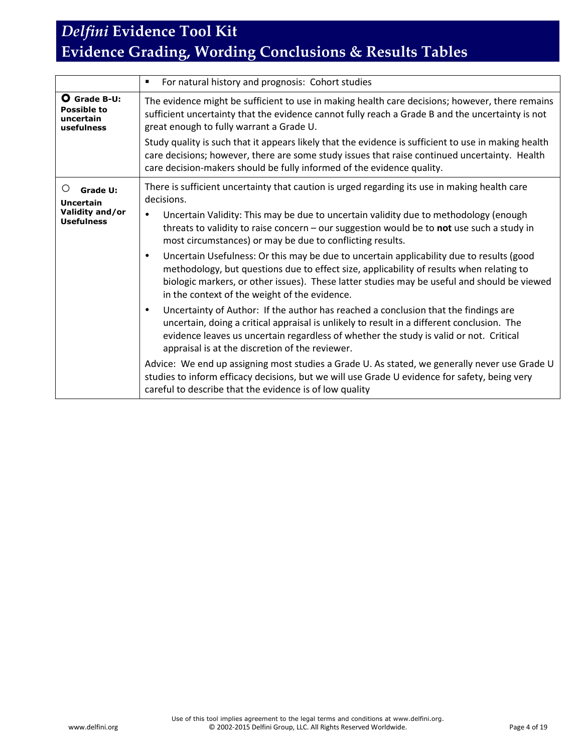| | |
|---|---|
| | ▪ For natural history and prognosis: Cohort studies |
| **Grade B-U: Possible to uncertain usefulness** | The evidence might be sufficient to use in making health care decisions; however, there remains sufficient uncertainty that the evidence cannot fully reach a Grade B and the uncertainty is not great enough to fully warrant a Grade U.<br><br>Study quality is such that it appears likely that the evidence is sufficient to use in making health care decisions; however, there are some study issues that raise continued uncertainty. Health care decision-makers should be fully informed of the evidence quality. |
| **Grade U: Uncertain Validity and/or Usefulness** | There is sufficient uncertainty that caution is urged regarding its use in making health care decisions.<br><br>• Uncertain Validity: This may be due to uncertain validity due to methodology (enough threats to validity to raise concern – our suggestion would be to **not** use such a study in most circumstances) or may be due to conflicting results.<br><br>• Uncertain Usefulness: Or this may be due to uncertain applicability due to results (good methodology, but questions due to effect size, applicability of results when relating to biologic markers, or other issues). These latter studies may be useful and should be viewed in the context of the weight of the evidence.<br><br>• Uncertainty of Author: If the author has reached a conclusion that the findings are uncertain, doing a critical appraisal is unlikely to result in a different conclusion. The evidence leaves us uncertain regardless of whether the study is valid or not. Critical appraisal is at the discretion of the reviewer.<br><br>Advice: We end up assigning most studies a Grade U. As stated, we generally never use Grade U studies to inform efficacy decisions, but we will use Grade U evidence for safety, being very careful to describe that the evidence is of low quality |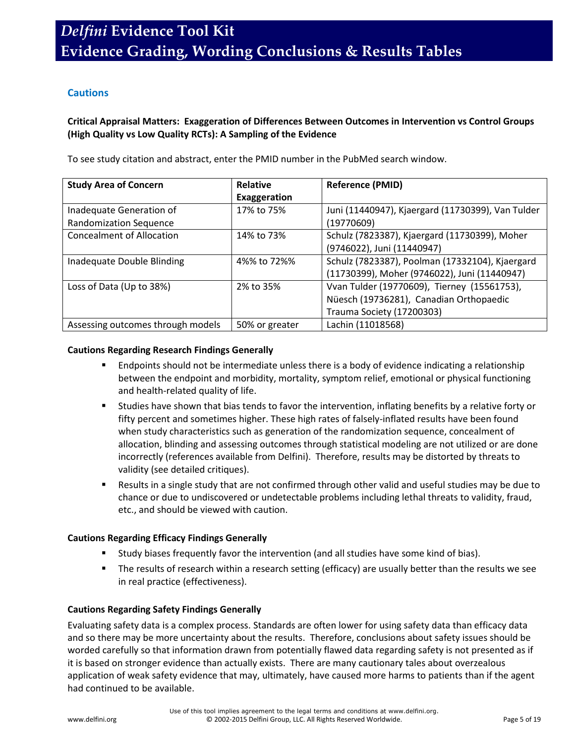### Cautions

**Critical Appraisal Matters: Exaggeration of Differences Between Outcomes in Intervention vs Control Groups (High Quality vs Low Quality RCTs): A Sampling of the Evidence**

To see study citation and abstract, enter the PMID number in the PubMed search window.

| Study Area of Concern | Relative Exaggeration | Reference (PMID) |
|---|---|---|
| Inadequate Generation of Randomization Sequence | 17% to 75% | Juni (11440947), Kjaergard (11730399), Van Tulder (19770609) |
| Concealment of Allocation | 14% to 73% | Schulz (7823387), Kjaergard (11730399), Moher (9746022), Juni (11440947) |
| Inadequate Double Blinding | 4%% to 72%% | Schulz (7823387), Poolman (17332104), Kjaergard (11730399), Moher (9746022), Juni (11440947) |
| Loss of Data (Up to 38%) | 2% to 35% | Vvan Tulder (19770609), Tierney (15561753), Nüesch (19736281), Canadian Orthopaedic Trauma Society (17200303) |
| Assessing outcomes through models | 50% or greater | Lachin (11018568) |

**Cautions Regarding Research Findings Generally**

- Endpoints should not be intermediate unless there is a body of evidence indicating a relationship between the endpoint and morbidity, mortality, symptom relief, emotional or physical functioning and health-related quality of life.
- Studies have shown that bias tends to favor the intervention, inflating benefits by a relative forty or fifty percent and sometimes higher. These high rates of falsely-inflated results have been found when study characteristics such as generation of the randomization sequence, concealment of allocation, blinding and assessing outcomes through statistical modeling are not utilized or are done incorrectly (references available from Delfini). Therefore, results may be distorted by threats to validity (see detailed critiques).
- Results in a single study that are not confirmed through other valid and useful studies may be due to chance or due to undiscovered or undetectable problems including lethal threats to validity, fraud, etc., and should be viewed with caution.

**Cautions Regarding Efficacy Findings Generally**

- Study biases frequently favor the intervention (and all studies have some kind of bias).
- The results of research within a research setting (efficacy) are usually better than the results we see in real practice (effectiveness).

**Cautions Regarding Safety Findings Generally**

Evaluating safety data is a complex process. Standards are often lower for using safety data than efficacy data and so there may be more uncertainty about the results. Therefore, conclusions about safety issues should be worded carefully so that information drawn from potentially flawed data regarding safety is not presented as if it is based on stronger evidence than actually exists. There are many cautionary tales about overzealous application of weak safety evidence that may, ultimately, have caused more harms to patients than if the agent had continued to be available.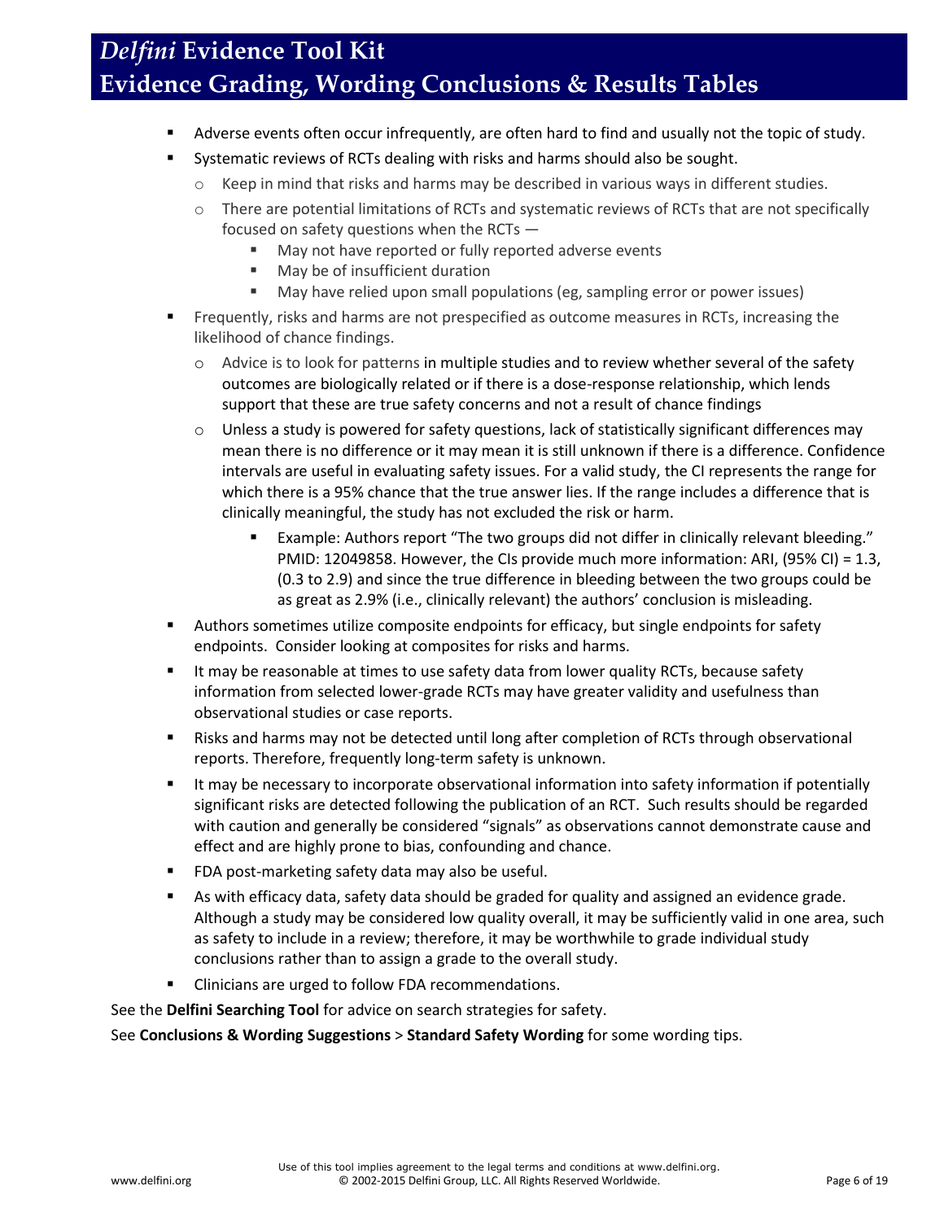- Adverse events often occur infrequently, are often hard to find and usually not the topic of study.
- Systematic reviews of RCTs dealing with risks and harms should also be sought.
  - Keep in mind that risks and harms may be described in various ways in different studies.
  - There are potential limitations of RCTs and systematic reviews of RCTs that are not specifically focused on safety questions when the RCTs —
    - May not have reported or fully reported adverse events
    - May be of insufficient duration
    - May have relied upon small populations (eg, sampling error or power issues)
- Frequently, risks and harms are not prespecified as outcome measures in RCTs, increasing the likelihood of chance findings.
  - Advice is to look for patterns in multiple studies and to review whether several of the safety outcomes are biologically related or if there is a dose-response relationship, which lends support that these are true safety concerns and not a result of chance findings
  - Unless a study is powered for safety questions, lack of statistically significant differences may mean there is no difference or it may mean it is still unknown if there is a difference. Confidence intervals are useful in evaluating safety issues. For a valid study, the CI represents the range for which there is a 95% chance that the true answer lies. If the range includes a difference that is clinically meaningful, the study has not excluded the risk or harm.
    - Example: Authors report "The two groups did not differ in clinically relevant bleeding." PMID: 12049858. However, the CIs provide much more information: ARI, (95% CI) = 1.3, (0.3 to 2.9) and since the true difference in bleeding between the two groups could be as great as 2.9% (i.e., clinically relevant) the authors' conclusion is misleading.
- Authors sometimes utilize composite endpoints for efficacy, but single endpoints for safety endpoints. Consider looking at composites for risks and harms.
- It may be reasonable at times to use safety data from lower quality RCTs, because safety information from selected lower-grade RCTs may have greater validity and usefulness than observational studies or case reports.
- Risks and harms may not be detected until long after completion of RCTs through observational reports. Therefore, frequently long-term safety is unknown.
- It may be necessary to incorporate observational information into safety information if potentially significant risks are detected following the publication of an RCT. Such results should be regarded with caution and generally be considered "signals" as observations cannot demonstrate cause and effect and are highly prone to bias, confounding and chance.
- FDA post-marketing safety data may also be useful.
- As with efficacy data, safety data should be graded for quality and assigned an evidence grade. Although a study may be considered low quality overall, it may be sufficiently valid in one area, such as safety to include in a review; therefore, it may be worthwhile to grade individual study conclusions rather than to assign a grade to the overall study.
- Clinicians are urged to follow FDA recommendations.

See the **Delfini Searching Tool** for advice on search strategies for safety.

See **Conclusions & Wording Suggestions** > **Standard Safety Wording** for some wording tips.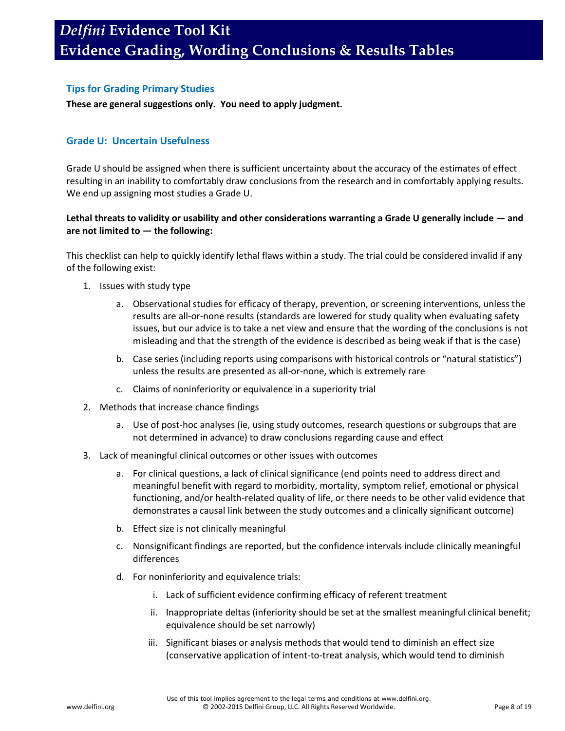## Tips for Grading Primary Studies

**These are general suggestions only. You need to apply judgment.**

### Grade U: Uncertain Usefulness

Grade U should be assigned when there is sufficient uncertainty about the accuracy of the estimates of effect resulting in an inability to comfortably draw conclusions from the research and in comfortably applying results. We end up assigning most studies a Grade U.

**Lethal threats to validity or usability and other considerations warranting a Grade U generally include — and are not limited to — the following:**

This checklist can help to quickly identify lethal flaws within a study. The trial could be considered invalid if any of the following exist:

1. Issues with study type
   a. Observational studies for efficacy of therapy, prevention, or screening interventions, unless the results are all-or-none results (standards are lowered for study quality when evaluating safety issues, but our advice is to take a net view and ensure that the wording of the conclusions is not misleading and that the strength of the evidence is described as being weak if that is the case)
   b. Case series (including reports using comparisons with historical controls or "natural statistics") unless the results are presented as all-or-none, which is extremely rare
   c. Claims of noninferiority or equivalence in a superiority trial
2. Methods that increase chance findings
   a. Use of post-hoc analyses (ie, using study outcomes, research questions or subgroups that are not determined in advance) to draw conclusions regarding cause and effect
3. Lack of meaningful clinical outcomes or other issues with outcomes
   a. For clinical questions, a lack of clinical significance (end points need to address direct and meaningful benefit with regard to morbidity, mortality, symptom relief, emotional or physical functioning, and/or health-related quality of life, or there needs to be other valid evidence that demonstrates a causal link between the study outcomes and a clinically significant outcome)
   b. Effect size is not clinically meaningful
   c. Nonsignificant findings are reported, but the confidence intervals include clinically meaningful differences
   d. For noninferiority and equivalence trials:
      i. Lack of sufficient evidence confirming efficacy of referent treatment
      ii. Inappropriate deltas (inferiority should be set at the smallest meaningful clinical benefit; equivalence should be set narrowly)
      iii. Significant biases or analysis methods that would tend to diminish an effect size (conservative application of intent-to-treat analysis, which would tend to diminish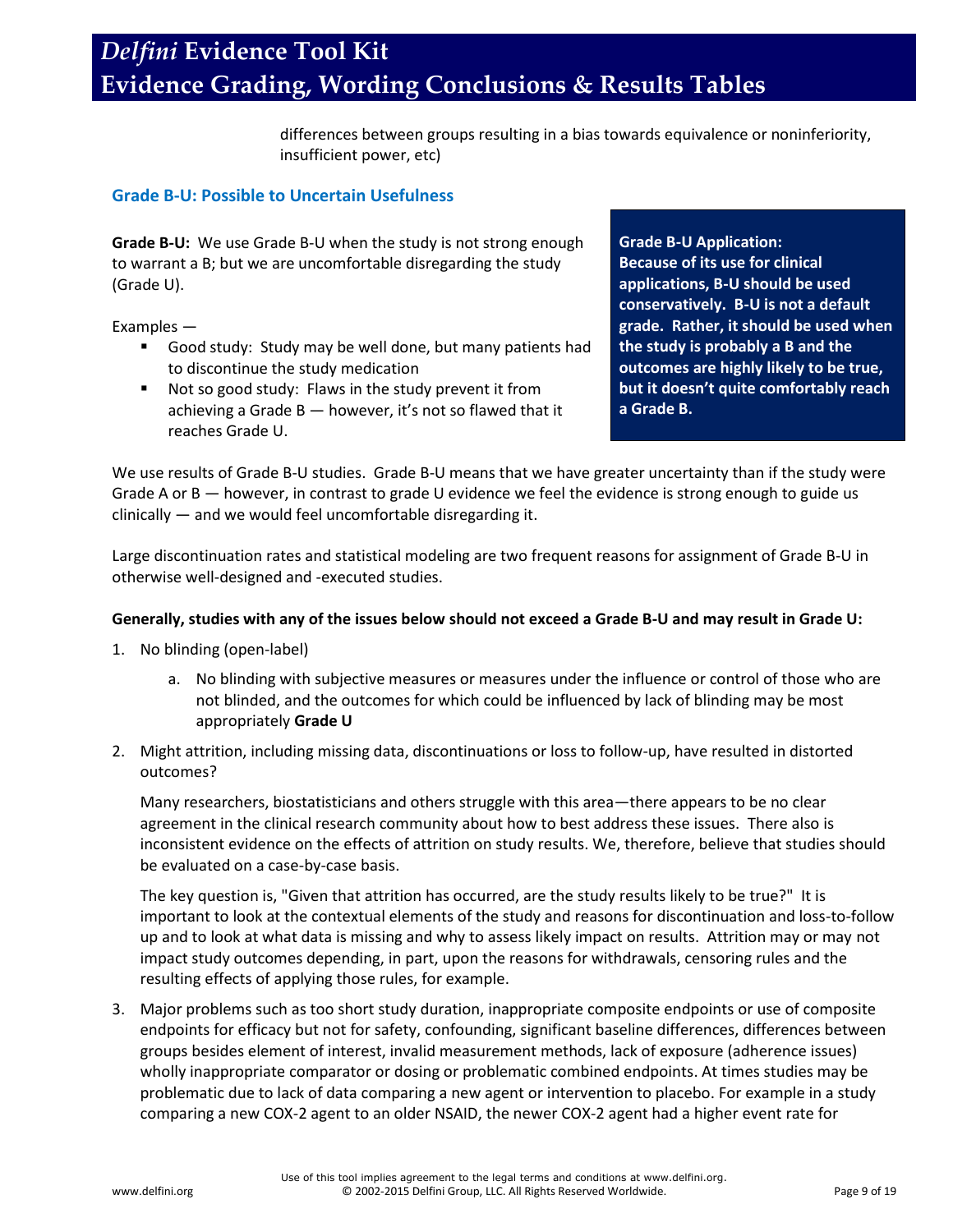differences between groups resulting in a bias towards equivalence or noninferiority, insufficient power, etc)

### Grade B-U: Possible to Uncertain Usefulness

**Grade B-U:** We use Grade B-U when the study is not strong enough to warrant a B; but we are uncomfortable disregarding the study (Grade U).

Examples —

- Good study: Study may be well done, but many patients had to discontinue the study medication
- Not so good study: Flaws in the study prevent it from achieving a Grade B — however, it's not so flawed that it reaches Grade U.

**Grade B-U Application:**
**Because of its use for clinical applications, B-U should be used conservatively. B-U is not a default grade. Rather, it should be used when the study is probably a B and the outcomes are highly likely to be true, but it doesn't quite comfortably reach a Grade B.**

We use results of Grade B-U studies. Grade B-U means that we have greater uncertainty than if the study were Grade A or B — however, in contrast to grade U evidence we feel the evidence is strong enough to guide us clinically — and we would feel uncomfortable disregarding it.

Large discontinuation rates and statistical modeling are two frequent reasons for assignment of Grade B-U in otherwise well-designed and -executed studies.

**Generally, studies with any of the issues below should not exceed a Grade B-U and may result in Grade U:**

1. No blinding (open-label)
    a. No blinding with subjective measures or measures under the influence or control of those who are not blinded, and the outcomes for which could be influenced by lack of blinding may be most appropriately **Grade U**
2. Might attrition, including missing data, discontinuations or loss to follow-up, have resulted in distorted outcomes?

    Many researchers, biostatisticians and others struggle with this area—there appears to be no clear agreement in the clinical research community about how to best address these issues. There also is inconsistent evidence on the effects of attrition on study results. We, therefore, believe that studies should be evaluated on a case-by-case basis.

    The key question is, "Given that attrition has occurred, are the study results likely to be true?" It is important to look at the contextual elements of the study and reasons for discontinuation and loss-to-follow up and to look at what data is missing and why to assess likely impact on results. Attrition may or may not impact study outcomes depending, in part, upon the reasons for withdrawals, censoring rules and the resulting effects of applying those rules, for example.
3. Major problems such as too short study duration, inappropriate composite endpoints or use of composite endpoints for efficacy but not for safety, confounding, significant baseline differences, differences between groups besides element of interest, invalid measurement methods, lack of exposure (adherence issues) wholly inappropriate comparator or dosing or problematic combined endpoints. At times studies may be problematic due to lack of data comparing a new agent or intervention to placebo. For example in a study comparing a new COX-2 agent to an older NSAID, the newer COX-2 agent had a higher event rate for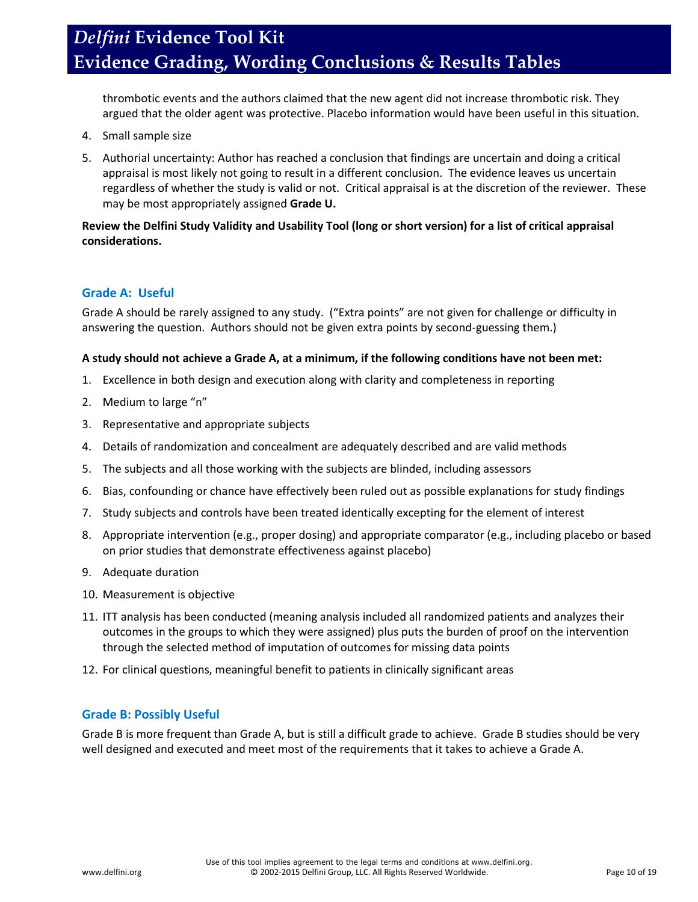thrombotic events and the authors claimed that the new agent did not increase thrombotic risk. They argued that the older agent was protective. Placebo information would have been useful in this situation.

4. Small sample size
5. Authorial uncertainty: Author has reached a conclusion that findings are uncertain and doing a critical appraisal is most likely not going to result in a different conclusion. The evidence leaves us uncertain regardless of whether the study is valid or not. Critical appraisal is at the discretion of the reviewer. These may be most appropriately assigned **Grade U.**

**Review the Delfini Study Validity and Usability Tool (long or short version) for a list of critical appraisal considerations.**

### Grade A: Useful

Grade A should be rarely assigned to any study. ("Extra points" are not given for challenge or difficulty in answering the question. Authors should not be given extra points by second-guessing them.)

**A study should not achieve a Grade A, at a minimum, if the following conditions have not been met:**

1. Excellence in both design and execution along with clarity and completeness in reporting
2. Medium to large "n"
3. Representative and appropriate subjects
4. Details of randomization and concealment are adequately described and are valid methods
5. The subjects and all those working with the subjects are blinded, including assessors
6. Bias, confounding or chance have effectively been ruled out as possible explanations for study findings
7. Study subjects and controls have been treated identically excepting for the element of interest
8. Appropriate intervention (e.g., proper dosing) and appropriate comparator (e.g., including placebo or based on prior studies that demonstrate effectiveness against placebo)
9. Adequate duration
10. Measurement is objective
11. ITT analysis has been conducted (meaning analysis included all randomized patients and analyzes their outcomes in the groups to which they were assigned) plus puts the burden of proof on the intervention through the selected method of imputation of outcomes for missing data points
12. For clinical questions, meaningful benefit to patients in clinically significant areas

### Grade B: Possibly Useful

Grade B is more frequent than Grade A, but is still a difficult grade to achieve. Grade B studies should be very well designed and executed and meet most of the requirements that it takes to achieve a Grade A.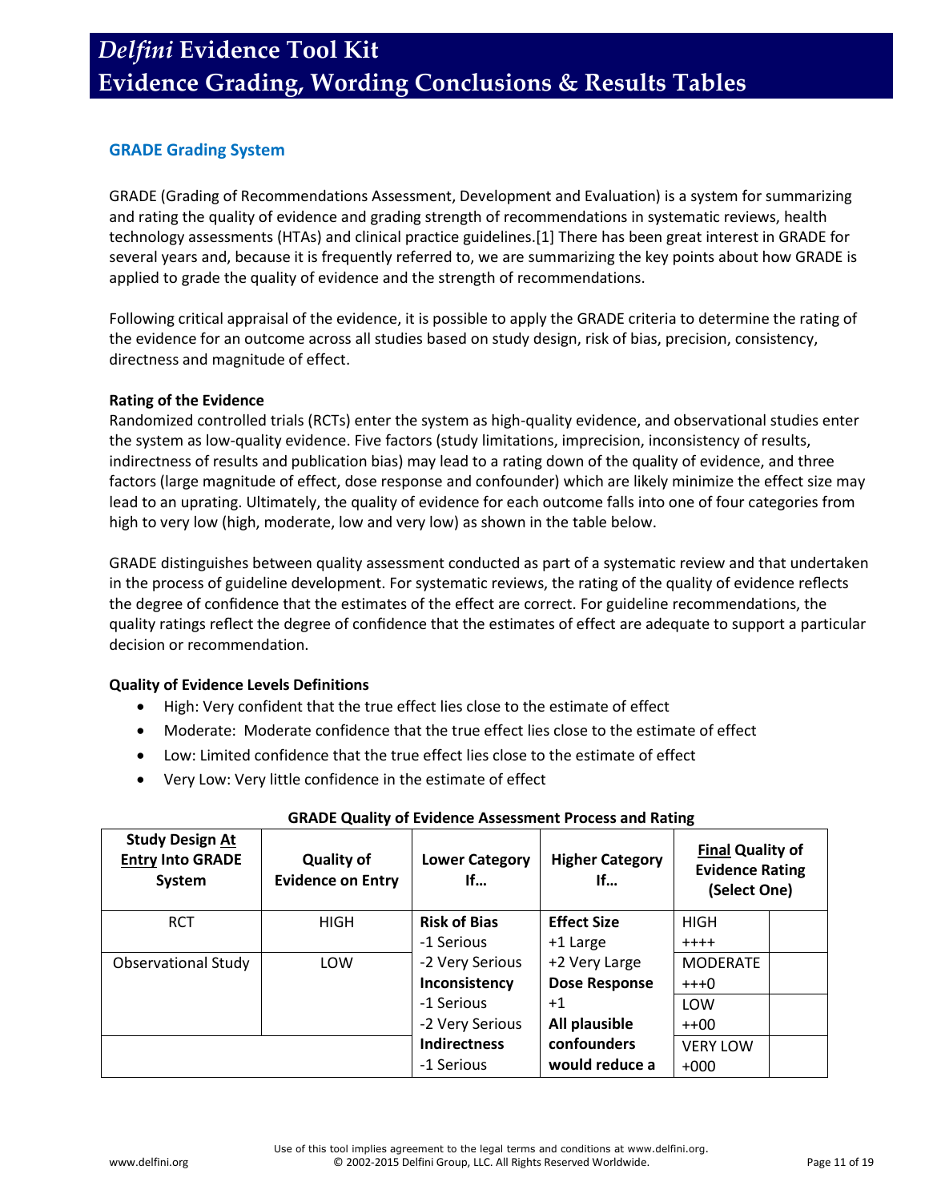## GRADE Grading System

GRADE (Grading of Recommendations Assessment, Development and Evaluation) is a system for summarizing and rating the quality of evidence and grading strength of recommendations in systematic reviews, health technology assessments (HTAs) and clinical practice guidelines.[1] There has been great interest in GRADE for several years and, because it is frequently referred to, we are summarizing the key points about how GRADE is applied to grade the quality of evidence and the strength of recommendations.

Following critical appraisal of the evidence, it is possible to apply the GRADE criteria to determine the rating of the evidence for an outcome across all studies based on study design, risk of bias, precision, consistency, directness and magnitude of effect.

**Rating of the Evidence**

Randomized controlled trials (RCTs) enter the system as high-quality evidence, and observational studies enter the system as low-quality evidence. Five factors (study limitations, imprecision, inconsistency of results, indirectness of results and publication bias) may lead to a rating down of the quality of evidence, and three factors (large magnitude of effect, dose response and confounder) which are likely minimize the effect size may lead to an uprating. Ultimately, the quality of evidence for each outcome falls into one of four categories from high to very low (high, moderate, low and very low) as shown in the table below.

GRADE distinguishes between quality assessment conducted as part of a systematic review and that undertaken in the process of guideline development. For systematic reviews, the rating of the quality of evidence reflects the degree of confidence that the estimates of the effect are correct. For guideline recommendations, the quality ratings reflect the degree of confidence that the estimates of effect are adequate to support a particular decision or recommendation.

**Quality of Evidence Levels Definitions**

- High: Very confident that the true effect lies close to the estimate of effect
- Moderate: Moderate confidence that the true effect lies close to the estimate of effect
- Low: Limited confidence that the true effect lies close to the estimate of effect
- Very Low: Very little confidence in the estimate of effect

**GRADE Quality of Evidence Assessment Process and Rating**

| Study Design At Entry Into GRADE System | Quality of Evidence on Entry | Lower Category If… | Higher Category If… | Final Quality of Evidence Rating (Select One) | |
|---|---|---|---|---|---|
| RCT | HIGH | **Risk of Bias**<br>-1 Serious<br>-2 Very Serious<br>**Inconsistency**<br>-1 Serious<br>-2 Very Serious<br>**Indirectness**<br>-1 Serious | **Effect Size**<br>+1 Large<br>+2 Very Large<br>**Dose Response**<br>+1<br>**All plausible confounders would reduce a** | HIGH<br>++++ | |
| Observational Study | LOW | | | MODERATE<br>+++0 | |
| | | | | LOW<br>++00 | |
| | | | | VERY LOW<br>+000 | |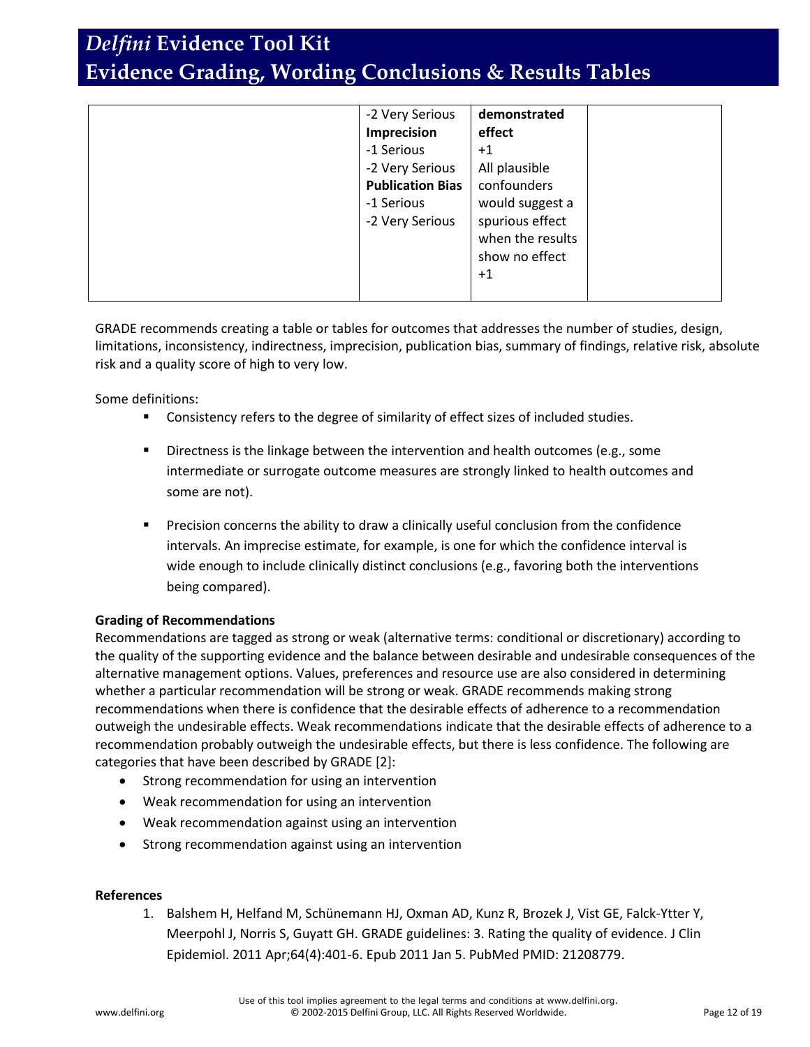| | | | |
|---|---|---|---|
| | -2 Very Serious<br>**Imprecision**<br>-1 Serious<br>-2 Very Serious<br>**Publication Bias**<br>-1 Serious<br>-2 Very Serious | **demonstrated effect**<br>+1<br>All plausible confounders would suggest a spurious effect when the results show no effect<br>+1 | |

GRADE recommends creating a table or tables for outcomes that addresses the number of studies, design, limitations, inconsistency, indirectness, imprecision, publication bias, summary of findings, relative risk, absolute risk and a quality score of high to very low.

Some definitions:

- Consistency refers to the degree of similarity of effect sizes of included studies.
- Directness is the linkage between the intervention and health outcomes (e.g., some intermediate or surrogate outcome measures are strongly linked to health outcomes and some are not).
- Precision concerns the ability to draw a clinically useful conclusion from the confidence intervals. An imprecise estimate, for example, is one for which the confidence interval is wide enough to include clinically distinct conclusions (e.g., favoring both the interventions being compared).

**Grading of Recommendations**

Recommendations are tagged as strong or weak (alternative terms: conditional or discretionary) according to the quality of the supporting evidence and the balance between desirable and undesirable consequences of the alternative management options. Values, preferences and resource use are also considered in determining whether a particular recommendation will be strong or weak. GRADE recommends making strong recommendations when there is confidence that the desirable effects of adherence to a recommendation outweigh the undesirable effects. Weak recommendations indicate that the desirable effects of adherence to a recommendation probably outweigh the undesirable effects, but there is less confidence. The following are categories that have been described by GRADE [2]:

- Strong recommendation for using an intervention
- Weak recommendation for using an intervention
- Weak recommendation against using an intervention
- Strong recommendation against using an intervention

**References**

1. Balshem H, Helfand M, Schünemann HJ, Oxman AD, Kunz R, Brozek J, Vist GE, Falck-Ytter Y, Meerpohl J, Norris S, Guyatt GH. GRADE guidelines: 3. Rating the quality of evidence. J Clin Epidemiol. 2011 Apr;64(4):401-6. Epub 2011 Jan 5. PubMed PMID: 21208779.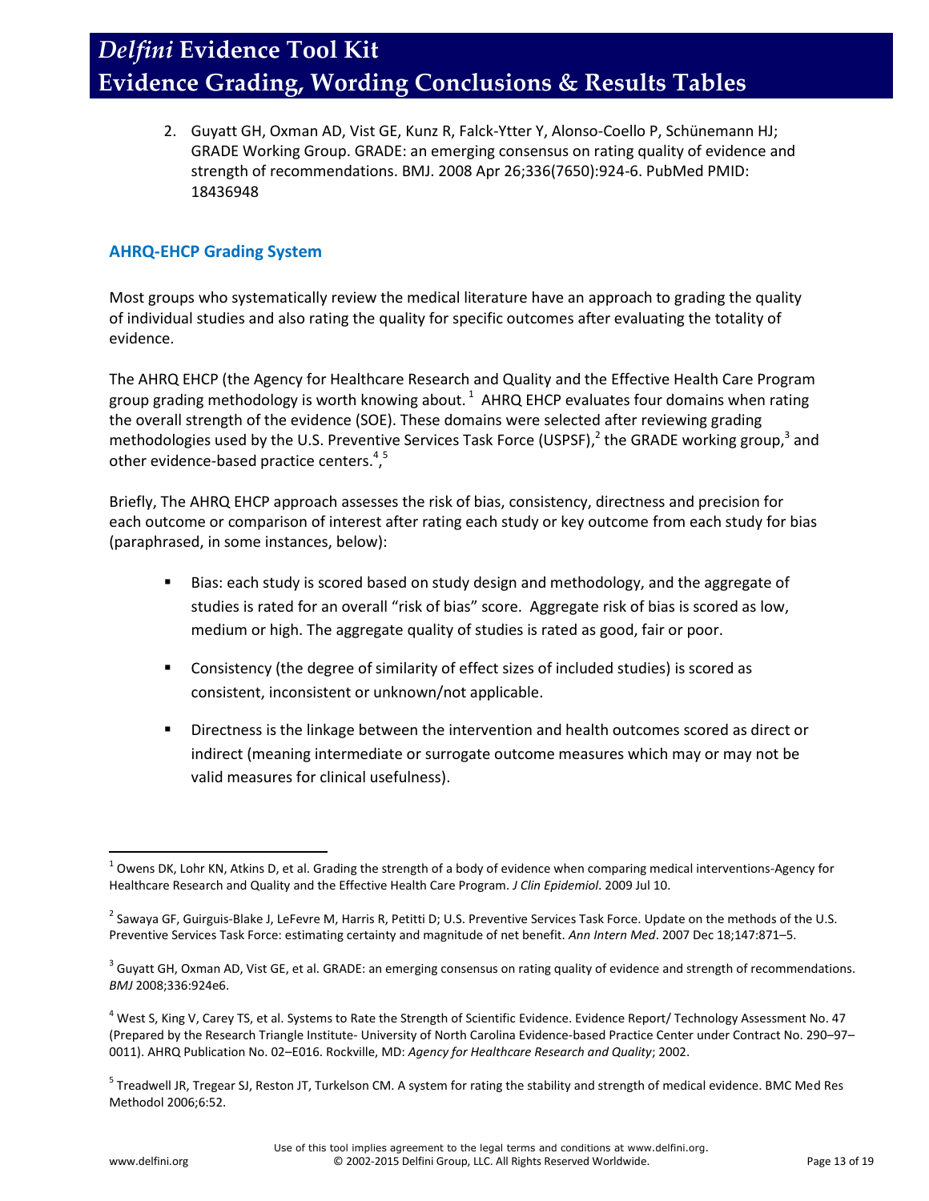2. Guyatt GH, Oxman AD, Vist GE, Kunz R, Falck-Ytter Y, Alonso-Coello P, Schünemann HJ; GRADE Working Group. GRADE: an emerging consensus on rating quality of evidence and strength of recommendations. BMJ. 2008 Apr 26;336(7650):924-6. PubMed PMID: 18436948

### AHRQ-EHCP Grading System

Most groups who systematically review the medical literature have an approach to grading the quality of individual studies and also rating the quality for specific outcomes after evaluating the totality of evidence.

The AHRQ EHCP (the Agency for Healthcare Research and Quality and the Effective Health Care Program group grading methodology is worth knowing about.[1] AHRQ EHCP evaluates four domains when rating the overall strength of the evidence (SOE). These domains were selected after reviewing grading methodologies used by the U.S. Preventive Services Task Force (USPSF),[2] the GRADE working group,[3] and other evidence-based practice centers.[4],[5]

Briefly, The AHRQ EHCP approach assesses the risk of bias, consistency, directness and precision for each outcome or comparison of interest after rating each study or key outcome from each study for bias (paraphrased, in some instances, below):

- Bias: each study is scored based on study design and methodology, and the aggregate of studies is rated for an overall "risk of bias" score. Aggregate risk of bias is scored as low, medium or high. The aggregate quality of studies is rated as good, fair or poor.
- Consistency (the degree of similarity of effect sizes of included studies) is scored as consistent, inconsistent or unknown/not applicable.
- Directness is the linkage between the intervention and health outcomes scored as direct or indirect (meaning intermediate or surrogate outcome measures which may or may not be valid measures for clinical usefulness).

---

[1] Owens DK, Lohr KN, Atkins D, et al. Grading the strength of a body of evidence when comparing medical interventions-Agency for Healthcare Research and Quality and the Effective Health Care Program. *J Clin Epidemiol*. 2009 Jul 10.

[2] Sawaya GF, Guirguis-Blake J, LeFevre M, Harris R, Petitti D; U.S. Preventive Services Task Force. Update on the methods of the U.S. Preventive Services Task Force: estimating certainty and magnitude of net benefit. *Ann Intern Med*. 2007 Dec 18;147:871–5.

[3] Guyatt GH, Oxman AD, Vist GE, et al. GRADE: an emerging consensus on rating quality of evidence and strength of recommendations. *BMJ* 2008;336:924e6.

[4] West S, King V, Carey TS, et al. Systems to Rate the Strength of Scientific Evidence. Evidence Report/ Technology Assessment No. 47 (Prepared by the Research Triangle Institute- University of North Carolina Evidence-based Practice Center under Contract No. 290–97–0011). AHRQ Publication No. 02–E016. Rockville, MD: *Agency for Healthcare Research and Quality*; 2002.

[5] Treadwell JR, Tregear SJ, Reston JT, Turkelson CM. A system for rating the stability and strength of medical evidence. BMC Med Res Methodol 2006;6:52.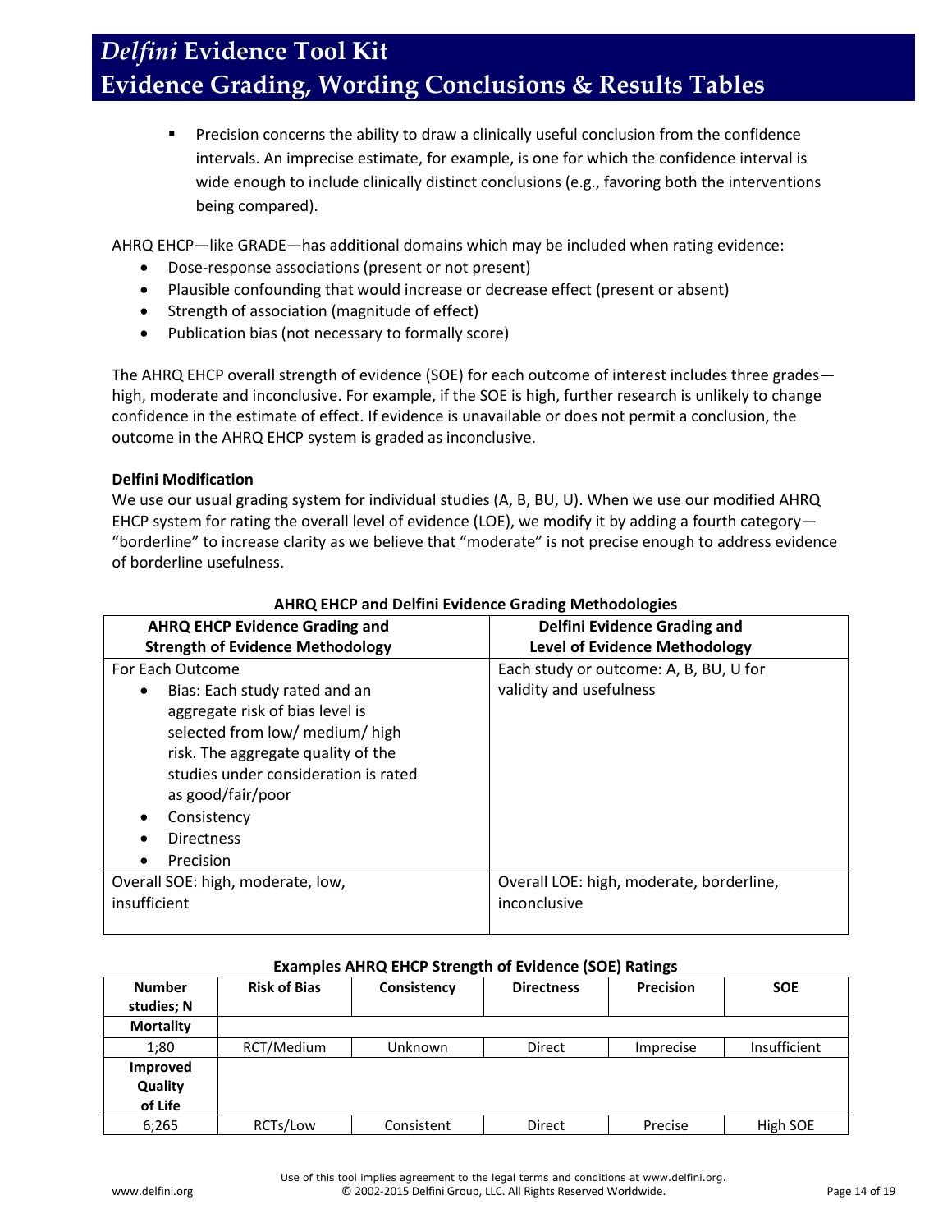- Precision concerns the ability to draw a clinically useful conclusion from the confidence intervals. An imprecise estimate, for example, is one for which the confidence interval is wide enough to include clinically distinct conclusions (e.g., favoring both the interventions being compared).

AHRQ EHCP—like GRADE—has additional domains which may be included when rating evidence:

- Dose-response associations (present or not present)
- Plausible confounding that would increase or decrease effect (present or absent)
- Strength of association (magnitude of effect)
- Publication bias (not necessary to formally score)

The AHRQ EHCP overall strength of evidence (SOE) for each outcome of interest includes three grades—high, moderate and inconclusive. For example, if the SOE is high, further research is unlikely to change confidence in the estimate of effect. If evidence is unavailable or does not permit a conclusion, the outcome in the AHRQ EHCP system is graded as inconclusive.

**Delfini Modification**

We use our usual grading system for individual studies (A, B, BU, U). When we use our modified AHRQ EHCP system for rating the overall level of evidence (LOE), we modify it by adding a fourth category—"borderline" to increase clarity as we believe that "moderate" is not precise enough to address evidence of borderline usefulness.

**AHRQ EHCP and Delfini Evidence Grading Methodologies**

| AHRQ EHCP Evidence Grading and Strength of Evidence Methodology | Delfini Evidence Grading and Level of Evidence Methodology |
|---|---|
| For Each Outcome<br>• Bias: Each study rated and an aggregate risk of bias level is selected from low/ medium/ high risk. The aggregate quality of the studies under consideration is rated as good/fair/poor<br>• Consistency<br>• Directness<br>• Precision | Each study or outcome: A, B, BU, U for validity and usefulness |
| Overall SOE: high, moderate, low, insufficient | Overall LOE: high, moderate, borderline, inconclusive |

**Examples AHRQ EHCP Strength of Evidence (SOE) Ratings**

| Number studies; N | Risk of Bias | Consistency | Directness | Precision | SOE |
|---|---|---|---|---|---|
| **Mortality** | | | | | |
| 1;80 | RCT/Medium | Unknown | Direct | Imprecise | Insufficient |
| **Improved Quality of Life** | | | | | |
| 6;265 | RCTs/Low | Consistent | Direct | Precise | High SOE |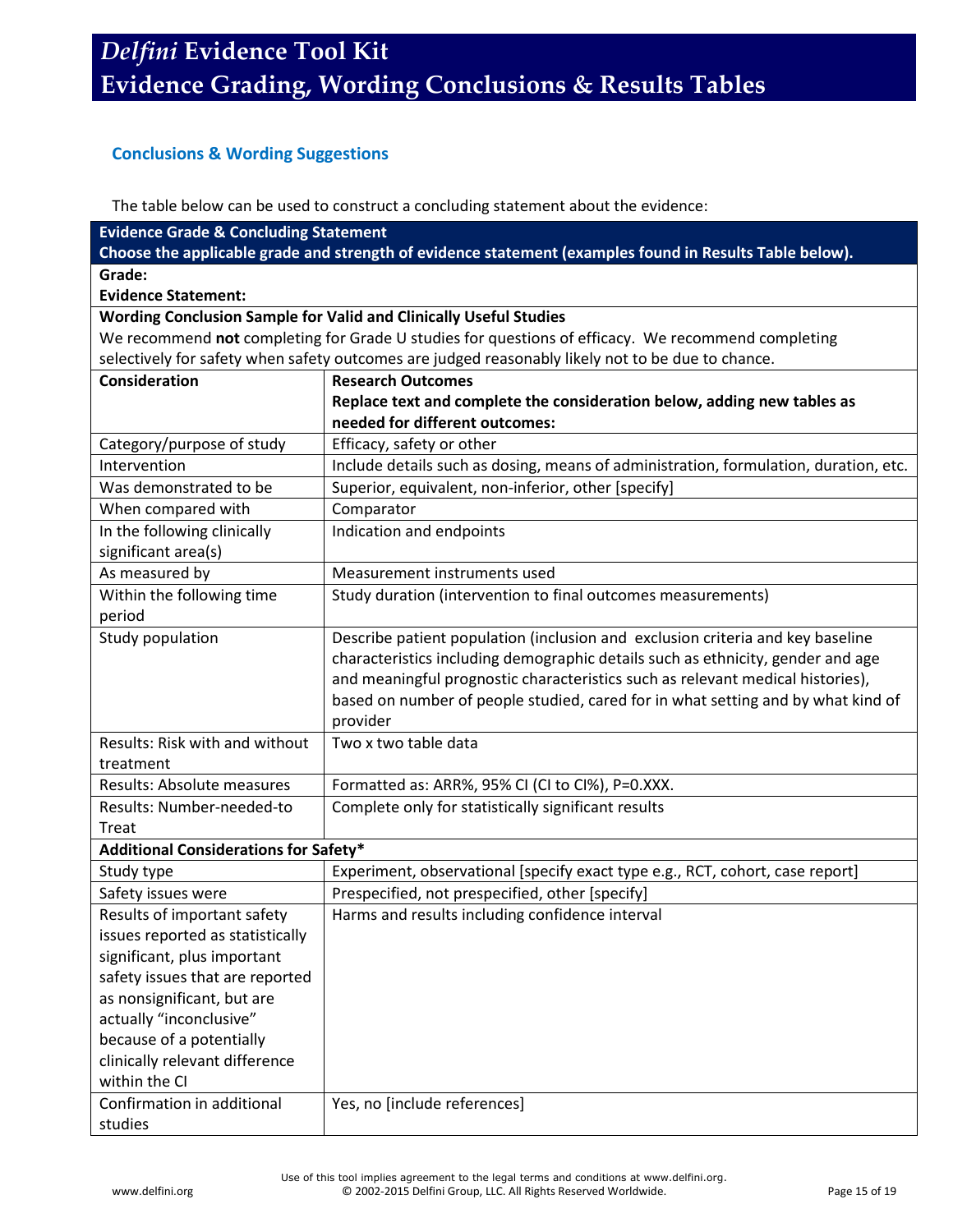# *Delfini* Evidence Tool Kit
# Evidence Grading, Wording Conclusions & Results Tables

### Conclusions & Wording Suggestions

The table below can be used to construct a concluding statement about the evidence:

| **Evidence Grade & Concluding Statement**<br>**Choose the applicable grade and strength of evidence statement (examples found in Results Table below).** | |
|---|---|
| **Grade:**<br>**Evidence Statement:** | |
| **Wording Conclusion Sample for Valid and Clinically Useful Studies**<br>We recommend **not** completing for Grade U studies for questions of efficacy. We recommend completing selectively for safety when safety outcomes are judged reasonably likely not to be due to chance. | |
| **Consideration** | **Research Outcomes**<br>**Replace text and complete the consideration below, adding new tables as needed for different outcomes:** |
| Category/purpose of study | Efficacy, safety or other |
| Intervention | Include details such as dosing, means of administration, formulation, duration, etc. |
| Was demonstrated to be | Superior, equivalent, non-inferior, other [specify] |
| When compared with | Comparator |
| In the following clinically significant area(s) | Indication and endpoints |
| As measured by | Measurement instruments used |
| Within the following time period | Study duration (intervention to final outcomes measurements) |
| Study population | Describe patient population (inclusion and exclusion criteria and key baseline characteristics including demographic details such as ethnicity, gender and age and meaningful prognostic characteristics such as relevant medical histories), based on number of people studied, cared for in what setting and by what kind of provider |
| Results: Risk with and without treatment | Two x two table data |
| Results: Absolute measures | Formatted as: ARR%, 95% CI (CI to CI%), P=0.XXX. |
| Results: Number-needed-to Treat | Complete only for statistically significant results |
| **Additional Considerations for Safety*** | |
| Study type | Experiment, observational [specify exact type e.g., RCT, cohort, case report] |
| Safety issues were | Prespecified, not prespecified, other [specify] |
| Results of important safety issues reported as statistically significant, plus important safety issues that are reported as nonsignificant, but are actually "inconclusive" because of a potentially clinically relevant difference within the CI | Harms and results including confidence interval |
| Confirmation in additional studies | Yes, no [include references] |

Use of this tool implies agreement to the legal terms and conditions at www.delfini.org.
© 2002-2015 Delfini Group, LLC. All Rights Reserved Worldwide.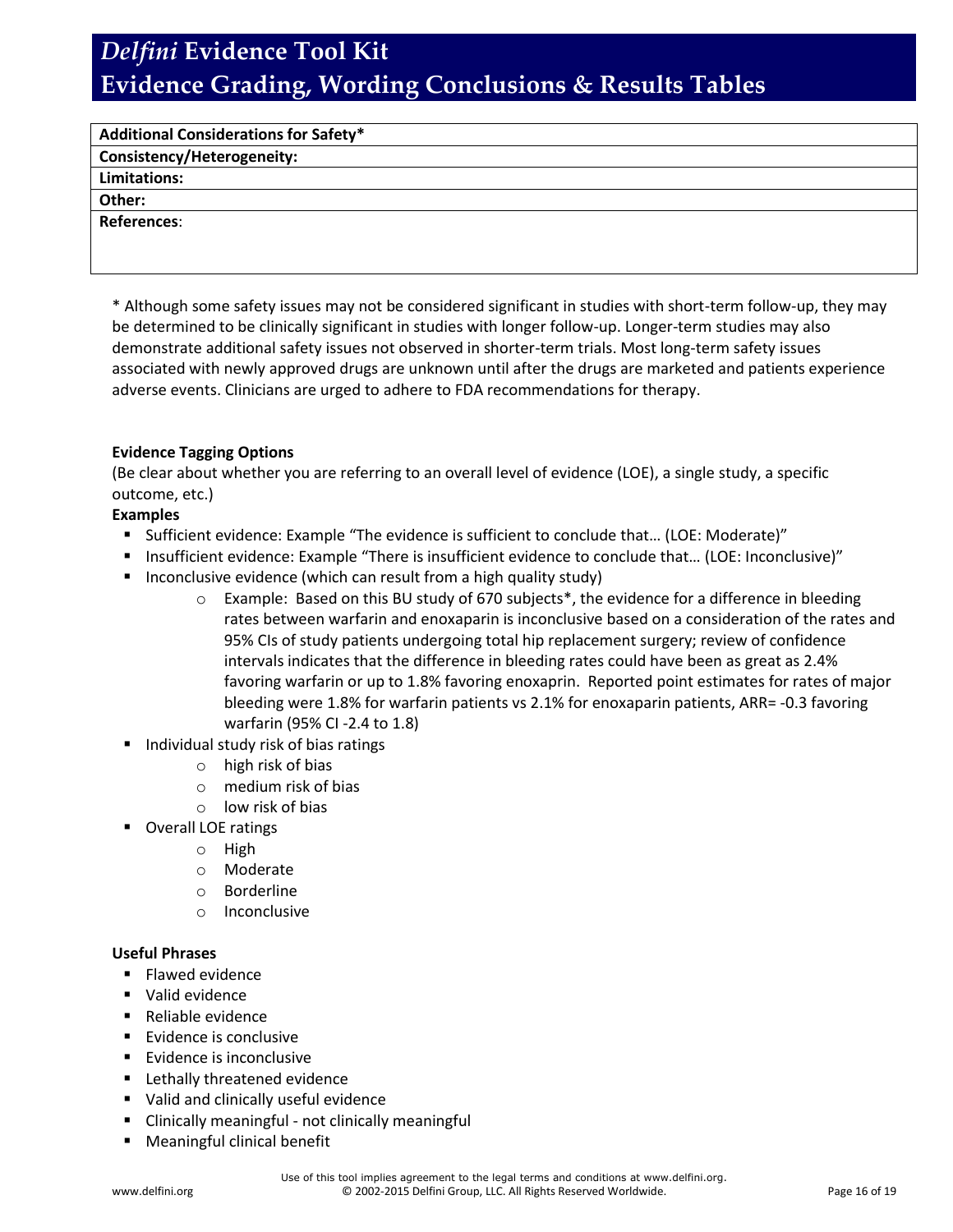| **Additional Considerations for Safety*** |
|---|
| **Consistency/Heterogeneity:** |
| **Limitations:** |
| **Other:** |
| **References**: |

* Although some safety issues may not be considered significant in studies with short-term follow-up, they may be determined to be clinically significant in studies with longer follow-up. Longer-term studies may also demonstrate additional safety issues not observed in shorter-term trials. Most long-term safety issues associated with newly approved drugs are unknown until after the drugs are marketed and patients experience adverse events. Clinicians are urged to adhere to FDA recommendations for therapy.

**Evidence Tagging Options**

(Be clear about whether you are referring to an overall level of evidence (LOE), a single study, a specific outcome, etc.)

**Examples**

- Sufficient evidence: Example "The evidence is sufficient to conclude that… (LOE: Moderate)"
- Insufficient evidence: Example "There is insufficient evidence to conclude that… (LOE: Inconclusive)"
- Inconclusive evidence (which can result from a high quality study)
  - Example: Based on this BU study of 670 subjects*, the evidence for a difference in bleeding rates between warfarin and enoxaparin is inconclusive based on a consideration of the rates and 95% CIs of study patients undergoing total hip replacement surgery; review of confidence intervals indicates that the difference in bleeding rates could have been as great as 2.4% favoring warfarin or up to 1.8% favoring enoxaprin. Reported point estimates for rates of major bleeding were 1.8% for warfarin patients vs 2.1% for enoxaparin patients, ARR= -0.3 favoring warfarin (95% CI -2.4 to 1.8)
- Individual study risk of bias ratings
  - high risk of bias
  - medium risk of bias
  - low risk of bias
- Overall LOE ratings
  - High
  - Moderate
  - Borderline
  - Inconclusive

**Useful Phrases**

- Flawed evidence
- Valid evidence
- Reliable evidence
- Evidence is conclusive
- Evidence is inconclusive
- Lethally threatened evidence
- Valid and clinically useful evidence
- Clinically meaningful - not clinically meaningful
- Meaningful clinical benefit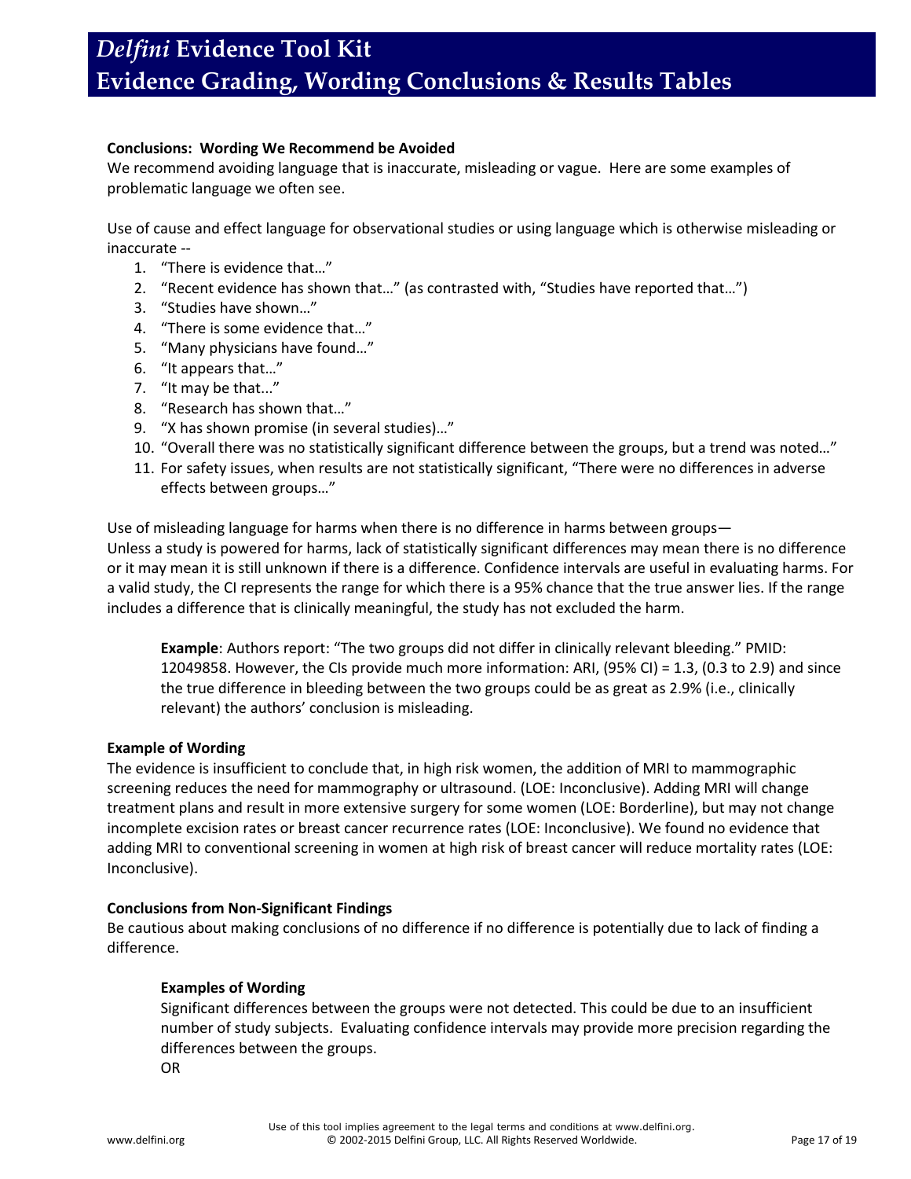**Conclusions: Wording We Recommend be Avoided**

We recommend avoiding language that is inaccurate, misleading or vague. Here are some examples of problematic language we often see.

Use of cause and effect language for observational studies or using language which is otherwise misleading or inaccurate --

1. "There is evidence that…"
2. "Recent evidence has shown that…" (as contrasted with, "Studies have reported that…")
3. "Studies have shown…"
4. "There is some evidence that…"
5. "Many physicians have found…"
6. "It appears that…"
7. "It may be that..."
8. "Research has shown that…"
9. "X has shown promise (in several studies)…"
10. "Overall there was no statistically significant difference between the groups, but a trend was noted…"
11. For safety issues, when results are not statistically significant, "There were no differences in adverse effects between groups…"

Use of misleading language for harms when there is no difference in harms between groups—
Unless a study is powered for harms, lack of statistically significant differences may mean there is no difference or it may mean it is still unknown if there is a difference. Confidence intervals are useful in evaluating harms. For a valid study, the CI represents the range for which there is a 95% chance that the true answer lies. If the range includes a difference that is clinically meaningful, the study has not excluded the harm.

> **Example**: Authors report: "The two groups did not differ in clinically relevant bleeding." PMID: 12049858. However, the CIs provide much more information: ARI, (95% CI) = 1.3, (0.3 to 2.9) and since the true difference in bleeding between the two groups could be as great as 2.9% (i.e., clinically relevant) the authors' conclusion is misleading.

**Example of Wording**

The evidence is insufficient to conclude that, in high risk women, the addition of MRI to mammographic screening reduces the need for mammography or ultrasound. (LOE: Inconclusive). Adding MRI will change treatment plans and result in more extensive surgery for some women (LOE: Borderline), but may not change incomplete excision rates or breast cancer recurrence rates (LOE: Inconclusive). We found no evidence that adding MRI to conventional screening in women at high risk of breast cancer will reduce mortality rates (LOE: Inconclusive).

**Conclusions from Non-Significant Findings**

Be cautious about making conclusions of no difference if no difference is potentially due to lack of finding a difference.

> **Examples of Wording**
>
> Significant differences between the groups were not detected. This could be due to an insufficient number of study subjects. Evaluating confidence intervals may provide more precision regarding the differences between the groups.
>
> OR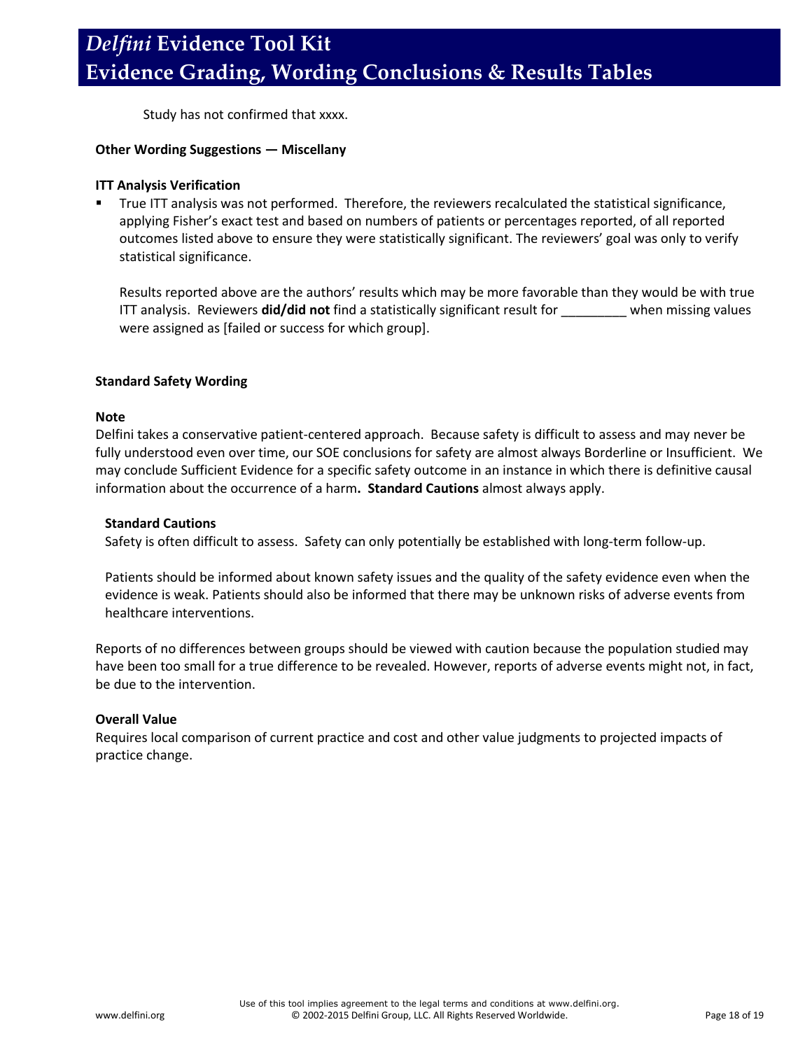Study has not confirmed that xxxx.

**Other Wording Suggestions — Miscellany**

**ITT Analysis Verification**

- True ITT analysis was not performed. Therefore, the reviewers recalculated the statistical significance, applying Fisher's exact test and based on numbers of patients or percentages reported, of all reported outcomes listed above to ensure they were statistically significant. The reviewers' goal was only to verify statistical significance.

  Results reported above are the authors' results which may be more favorable than they would be with true ITT analysis. Reviewers **did/did not** find a statistically significant result for _________ when missing values were assigned as [failed or success for which group].

**Standard Safety Wording**

**Note**

Delfini takes a conservative patient-centered approach. Because safety is difficult to assess and may never be fully understood even over time, our SOE conclusions for safety are almost always Borderline or Insufficient. We may conclude Sufficient Evidence for a specific safety outcome in an instance in which there is definitive causal information about the occurrence of a harm**. Standard Cautions** almost always apply.

**Standard Cautions**

Safety is often difficult to assess. Safety can only potentially be established with long-term follow-up.

Patients should be informed about known safety issues and the quality of the safety evidence even when the evidence is weak. Patients should also be informed that there may be unknown risks of adverse events from healthcare interventions.

Reports of no differences between groups should be viewed with caution because the population studied may have been too small for a true difference to be revealed. However, reports of adverse events might not, in fact, be due to the intervention.

**Overall Value**

Requires local comparison of current practice and cost and other value judgments to projected impacts of practice change.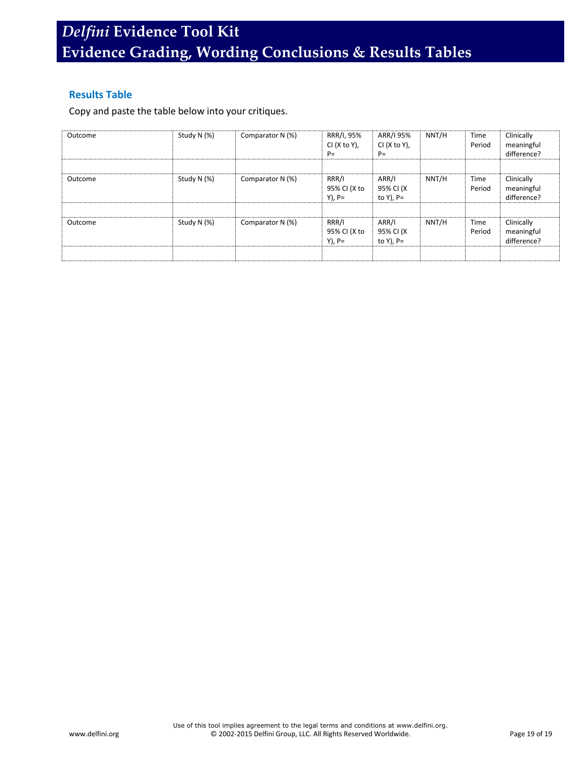## Results Table

Copy and paste the table below into your critiques.

| Outcome | Study N (%) | Comparator N (%) | RRR/I, 95% CI (X to Y), P= | ARR/I 95% CI (X to Y), P= | NNT/H | Time Period | Clinically meaningful difference? |
|---|---|---|---|---|---|---|---|
| | | | | | | | |
| Outcome | Study N (%) | Comparator N (%) | RRR/I 95% CI (X to Y), P= | ARR/I 95% CI (X to Y), P= | NNT/H | Time Period | Clinically meaningful difference? |
| | | | | | | | |
| Outcome | Study N (%) | Comparator N (%) | RRR/I 95% CI (X to Y), P= | ARR/I 95% CI (X to Y), P= | NNT/H | Time Period | Clinically meaningful difference? |
| | | | | | | | |

Use of this tool implies agreement to the legal terms and conditions at www.delfini.org.
© 2002-2015 Delfini Group, LLC. All Rights Reserved Worldwide.